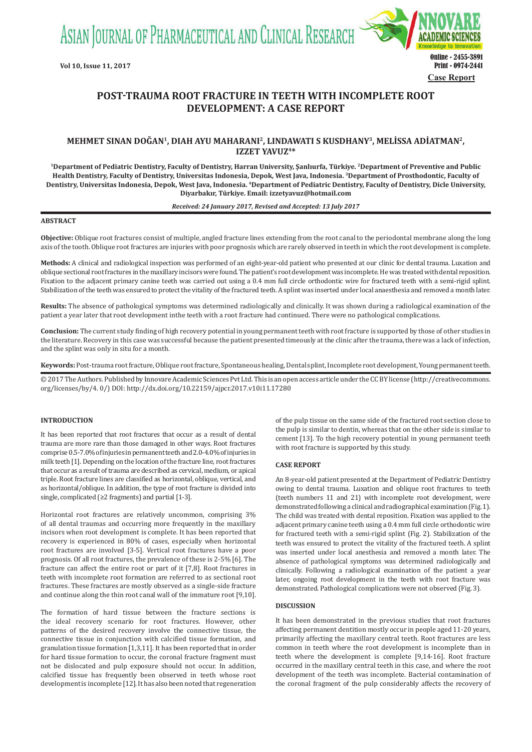Case Report

# POST-TRAUMA ROOT FRACTURE IN TEETH WITH INCOMPLETE ROOT DEVELOPMENT: A CASE REPORT

**MEHMET SINAN DOĞAN[1], DIAH AYU MAHARANI[2], LINDAWATI S KUSDHANY[3], MELİSSA ADİATMAN[2], IZZET YAVUZ[4]***

[1]Department of Pediatric Dentistry, Faculty of Dentistry, Harran University, Şanlıurfa, Türkiye. [2]Department of Preventive and Public Health Dentistry, Faculty of Dentistry, Universitas Indonesia, Depok, West Java, Indonesia. [3]Department of Prosthodontic, Faculty of Dentistry, Universitas Indonesia, Depok, West Java, Indonesia. [4]Department of Pediatric Dentistry, Faculty of Dentistry, Dicle University, Diyarbakır, Türkiye. Email: izzetyavuz@hotmail.com

*Received: 24 January 2017, Revised and Accepted: 13 July 2017*

## ABSTRACT

**Objective:** Oblique root fractures consist of multiple, angled fracture lines extending from the root canal to the periodontal membrane along the long axis of the tooth. Oblique root fractures are injuries with poor prognosis which are rarely observed in teeth in which the root development is complete.

**Methods:** A clinical and radiological inspection was performed of an eight-year-old patient who presented at our clinic for dental trauma. Luxation and oblique sectional root fractures in the maxillary incisors were found. The patient's root development was incomplete. He was treated with dental reposition. Fixation to the adjacent primary canine teeth was carried out using a 0.4 mm full circle orthodontic wire for fractured teeth with a semi-rigid splint. Stabilization of the teeth was ensured to protect the vitality of the fractured teeth. A splint was inserted under local anaesthesia and removed a month later.

**Results:** The absence of pathological symptoms was determined radiologically and clinically. It was shown during a radiological examination of the patient a year later that root development inthe teeth with a root fracture had continued. There were no pathological complications.

**Conclusion:** The current study finding of high recovery potential in young permanent teeth with root fracture is supported by those of other studies in the literature. Recovery in this case was successful because the patient presented timeously at the clinic after the trauma, there was a lack of infection, and the splint was only in situ for a month.

**Keywords:** Post-trauma root fracture, Oblique root fracture, Spontaneous healing, Dental splint, Incomplete root development, Young permanent teeth.

© 2017 The Authors. Published by Innovare Academic Sciences Pvt Ltd. This is an open access article under the CC BY license (http://creativecommons.org/licenses/by/4. 0/) DOI: http://dx.doi.org/10.22159/ajpcr.2017.v10i11.17280

## INTRODUCTION

It has been reported that root fractures that occur as a result of dental trauma are more rare than those damaged in other ways. Root fractures comprise 0.5-7.0% of injuries in permanent teeth and 2.0-4.0% of injuries in milk teeth [1]. Depending on the location of the fracture line, root fractures that occur as a result of trauma are described as cervical, medium, or apical triple. Root fracture lines are classified as horizontal, oblique, vertical, and as horizontal/oblique. In addition, the type of root fracture is divided into single, complicated (≥2 fragments) and partial [1-3].

Horizontal root fractures are relatively uncommon, comprising 3% of all dental traumas and occurring more frequently in the maxillary incisors when root development is complete. It has been reported that recovery is experienced in 80% of cases, especially when horizontal root fractures are involved [3-5]. Vertical root fractures have a poor prognosis. Of all root fractures, the prevalence of these is 2-5% [6]. The fracture can affect the entire root or part of it [7,8]. Root fractures in teeth with incomplete root formation are referred to as sectional root fractures. These fractures are mostly observed as a single-side fracture and continue along the thin root canal wall of the immature root [9,10].

The formation of hard tissue between the fracture sections is the ideal recovery scenario for root fractures. However, other patterns of the desired recovery involve the connective tissue, the connective tissue in conjunction with calcified tissue formation, and granulation tissue formation [1,3,11]. It has been reported that in order for hard tissue formation to occur, the coronal fracture fragment must not be dislocated and pulp exposure should not occur. In addition, calcified tissue has frequently been observed in teeth whose root development is incomplete [12]. It has also been noted that regeneration of the pulp tissue on the same side of the fractured root section close to the pulp is similar to dentin, whereas that on the other side is similar to cement [13]. To the high recovery potential in young permanent teeth with root fracture is supported by this study.

## CASE REPORT

An 8-year-old patient presented at the Department of Pediatric Dentistry owing to dental trauma. Luxation and oblique root fractures to teeth (teeth numbers 11 and 21) with incomplete root development, were demonstrated following a clinical and radiographical examination (Fig. 1). The child was treated with dental reposition. Fixation was applied to the adjacent primary canine teeth using a 0.4 mm full circle orthodontic wire for fractured teeth with a semi-rigid splint (Fig. 2). Stabilization of the teeth was ensured to protect the vitality of the fractured teeth. A splint was inserted under local anesthesia and removed a month later. The absence of pathological symptoms was determined radiologically and clinically. Following a radiological examination of the patient a year later, ongoing root development in the teeth with root fracture was demonstrated. Pathological complications were not observed (Fig. 3).

## DISCUSSION

It has been demonstrated in the previous studies that root fractures affecting permanent dentition mostly occur in people aged 11-20 years, primarily affecting the maxillary central teeth. Root fractures are less common in teeth where the root development is incomplete than in teeth where the development is complete [9,14-16]. Root fracture occurred in the maxillary central teeth in this case, and where the root development of the teeth was incomplete. Bacterial contamination of the coronal fragment of the pulp considerably affects the recovery of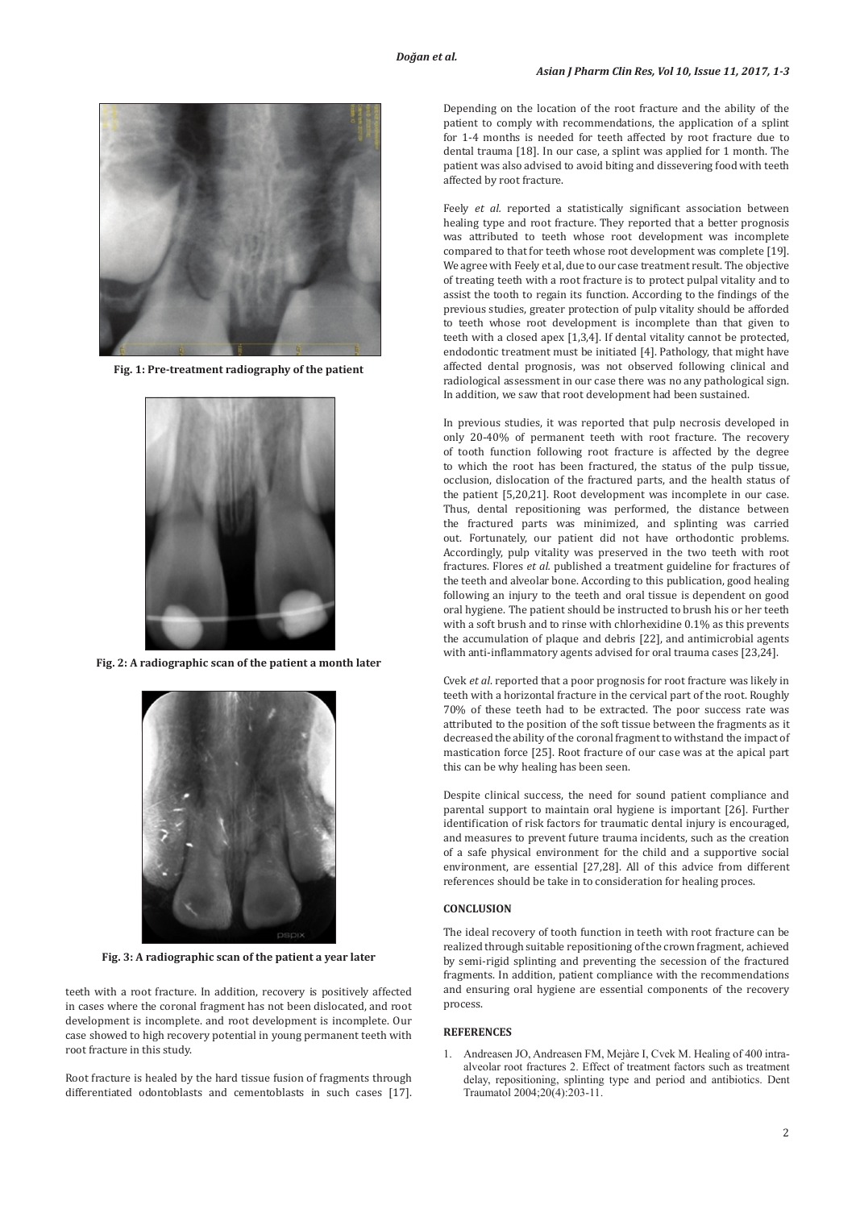Fig. 1: Pre-treatment radiography of the patient

Fig. 2: A radiographic scan of the patient a month later

Fig. 3: A radiographic scan of the patient a year later

teeth with a root fracture. In addition, recovery is positively affected in cases where the coronal fragment has not been dislocated, and root development is incomplete. and root development is incomplete. Our case showed to high recovery potential in young permanent teeth with root fracture in this study.

Root fracture is healed by the hard tissue fusion of fragments through differentiated odontoblasts and cementoblasts in such cases [17]. Depending on the location of the root fracture and the ability of the patient to comply with recommendations, the application of a splint for 1-4 months is needed for teeth affected by root fracture due to dental trauma [18]. In our case, a splint was applied for 1 month. The patient was also advised to avoid biting and dissevering food with teeth affected by root fracture.

Feely *et al*. reported a statistically significant association between healing type and root fracture. They reported that a better prognosis was attributed to teeth whose root development was incomplete compared to that for teeth whose root development was complete [19]. We agree with Feely et al, due to our case treatment result. The objective of treating teeth with a root fracture is to protect pulpal vitality and to assist the tooth to regain its function. According to the findings of the previous studies, greater protection of pulp vitality should be afforded to teeth whose root development is incomplete than that given to teeth with a closed apex [1,3,4]. If dental vitality cannot be protected, endodontic treatment must be initiated [4]. Pathology, that might have affected dental prognosis, was not observed following clinical and radiological assessment in our case there was no any pathological sign. In addition, we saw that root development had been sustained.

In previous studies, it was reported that pulp necrosis developed in only 20-40% of permanent teeth with root fracture. The recovery of tooth function following root fracture is affected by the degree to which the root has been fractured, the status of the pulp tissue, occlusion, dislocation of the fractured parts, and the health status of the patient [5,20,21]. Root development was incomplete in our case. Thus, dental repositioning was performed, the distance between the fractured parts was minimized, and splinting was carried out. Fortunately, our patient did not have orthodontic problems. Accordingly, pulp vitality was preserved in the two teeth with root fractures. Flores *et al*. published a treatment guideline for fractures of the teeth and alveolar bone. According to this publication, good healing following an injury to the teeth and oral tissue is dependent on good oral hygiene. The patient should be instructed to brush his or her teeth with a soft brush and to rinse with chlorhexidine 0.1% as this prevents the accumulation of plaque and debris [22], and antimicrobial agents with anti-inflammatory agents advised for oral trauma cases [23,24].

Cvek *et al*. reported that a poor prognosis for root fracture was likely in teeth with a horizontal fracture in the cervical part of the root. Roughly 70% of these teeth had to be extracted. The poor success rate was attributed to the position of the soft tissue between the fragments as it decreased the ability of the coronal fragment to withstand the impact of mastication force [25]. Root fracture of our case was at the apical part this can be why healing has been seen.

Despite clinical success, the need for sound patient compliance and parental support to maintain oral hygiene is important [26]. Further identification of risk factors for traumatic dental injury is encouraged, and measures to prevent future trauma incidents, such as the creation of a safe physical environment for the child and a supportive social environment, are essential [27,28]. All of this advice from different references should be take in to consideration for healing proces.

## CONCLUSION

The ideal recovery of tooth function in teeth with root fracture can be realized through suitable repositioning of the crown fragment, achieved by semi-rigid splinting and preventing the secession of the fractured fragments. In addition, patient compliance with the recommendations and ensuring oral hygiene are essential components of the recovery process.

## REFERENCES

1. Andreasen JO, Andreasen FM, Mejàre I, Cvek M. Healing of 400 intra-alveolar root fractures 2. Effect of treatment factors such as treatment delay, repositioning, splinting type and period and antibiotics. Dent Traumatol 2004;20(4):203-11.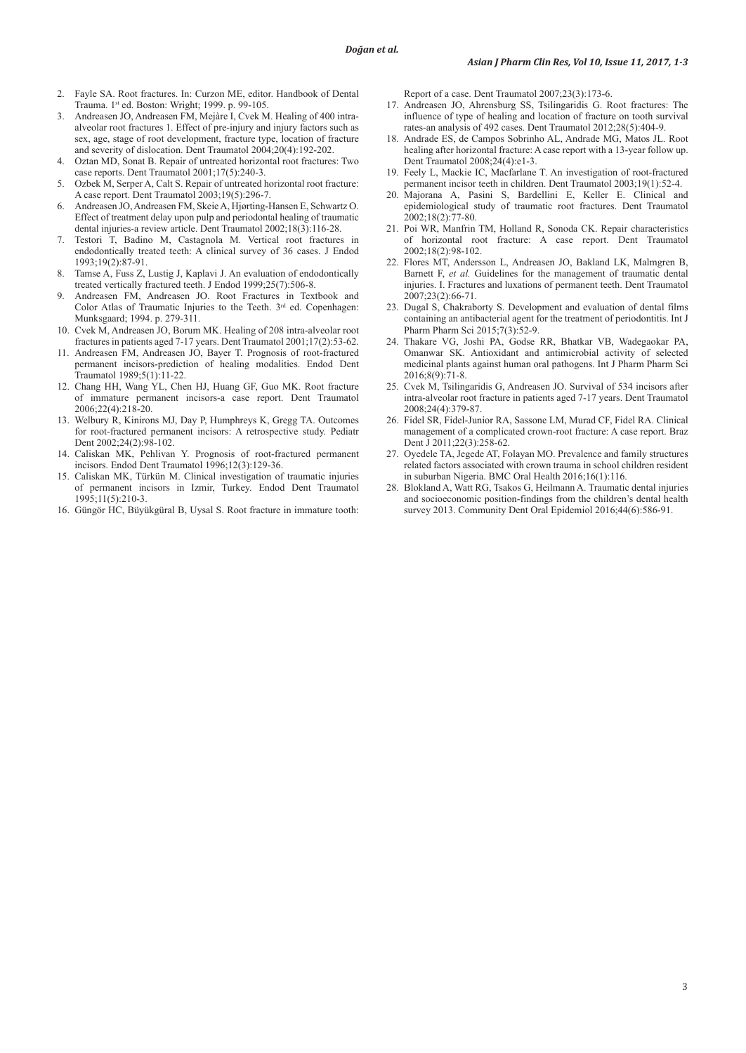2. Fayle SA. Root fractures. In: Curzon ME, editor. Handbook of Dental Trauma. 1st ed. Boston: Wright; 1999. p. 99-105.
3. Andreasen JO, Andreasen FM, Mejàre I, Cvek M. Healing of 400 intra-alveolar root fractures 1. Effect of pre-injury and injury factors such as sex, age, stage of root development, fracture type, location of fracture and severity of dislocation. Dent Traumatol 2004;20(4):192-202.
4. Oztan MD, Sonat B. Repair of untreated horizontal root fractures: Two case reports. Dent Traumatol 2001;17(5):240-3.
5. Ozbek M, Serper A, Calt S. Repair of untreated horizontal root fracture: A case report. Dent Traumatol 2003;19(5):296-7.
6. Andreasen JO, Andreasen FM, Skeie A, Hjørting-Hansen E, Schwartz O. Effect of treatment delay upon pulp and periodontal healing of traumatic dental injuries-a review article. Dent Traumatol 2002;18(3):116-28.
7. Testori T, Badino M, Castagnola M. Vertical root fractures in endodontically treated teeth: A clinical survey of 36 cases. J Endod 1993;19(2):87-91.
8. Tamse A, Fuss Z, Lustig J, Kaplavi J. An evaluation of endodontically treated vertically fractured teeth. J Endod 1999;25(7):506-8.
9. Andreasen FM, Andreasen JO. Root Fractures in Textbook and Color Atlas of Traumatic Injuries to the Teeth. 3rd ed. Copenhagen: Munksgaard; 1994. p. 279-311.
10. Cvek M, Andreasen JO, Borum MK. Healing of 208 intra-alveolar root fractures in patients aged 7-17 years. Dent Traumatol 2001;17(2):53-62.
11. Andreasen FM, Andreasen JO, Bayer T. Prognosis of root-fractured permanent incisors-prediction of healing modalities. Endod Dent Traumatol 1989;5(1):11-22.
12. Chang HH, Wang YL, Chen HJ, Huang GF, Guo MK. Root fracture of immature permanent incisors-a case report. Dent Traumatol 2006;22(4):218-20.
13. Welbury R, Kinirons MJ, Day P, Humphreys K, Gregg TA. Outcomes for root-fractured permanent incisors: A retrospective study. Pediatr Dent 2002;24(2):98-102.
14. Caliskan MK, Pehlivan Y. Prognosis of root-fractured permanent incisors. Endod Dent Traumatol 1996;12(3):129-36.
15. Caliskan MK, Türkün M. Clinical investigation of traumatic injuries of permanent incisors in Izmir, Turkey. Endod Dent Traumatol 1995;11(5):210-3.
16. Güngör HC, Büyükgüral B, Uysal S. Root fracture in immature tooth: Report of a case. Dent Traumatol 2007;23(3):173-6.
17. Andreasen JO, Ahrensburg SS, Tsilingaridis G. Root fractures: The influence of type of healing and location of fracture on tooth survival rates-an analysis of 492 cases. Dent Traumatol 2012;28(5):404-9.
18. Andrade ES, de Campos Sobrinho AL, Andrade MG, Matos JL. Root healing after horizontal fracture: A case report with a 13-year follow up. Dent Traumatol 2008;24(4):e1-3.
19. Feely L, Mackie IC, Macfarlane T. An investigation of root-fractured permanent incisor teeth in children. Dent Traumatol 2003;19(1):52-4.
20. Majorana A, Pasini S, Bardellini E, Keller E. Clinical and epidemiological study of traumatic root fractures. Dent Traumatol 2002;18(2):77-80.
21. Poi WR, Manfrin TM, Holland R, Sonoda CK. Repair characteristics of horizontal root fracture: A case report. Dent Traumatol 2002;18(2):98-102.
22. Flores MT, Andersson L, Andreasen JO, Bakland LK, Malmgren B, Barnett F, *et al.* Guidelines for the management of traumatic dental injuries. I. Fractures and luxations of permanent teeth. Dent Traumatol 2007;23(2):66-71.
23. Dugal S, Chakraborty S. Development and evaluation of dental films containing an antibacterial agent for the treatment of periodontitis. Int J Pharm Pharm Sci 2015;7(3):52-9.
24. Thakare VG, Joshi PA, Godse RR, Bhatkar VB, Wadegaokar PA, Omanwar SK. Antioxidant and antimicrobial activity of selected medicinal plants against human oral pathogens. Int J Pharm Pharm Sci 2016;8(9):71-8.
25. Cvek M, Tsilingaridis G, Andreasen JO. Survival of 534 incisors after intra-alveolar root fracture in patients aged 7-17 years. Dent Traumatol 2008;24(4):379-87.
26. Fidel SR, Fidel-Junior RA, Sassone LM, Murad CF, Fidel RA. Clinical management of a complicated crown-root fracture: A case report. Braz Dent J 2011;22(3):258-62.
27. Oyedele TA, Jegede AT, Folayan MO. Prevalence and family structures related factors associated with crown trauma in school children resident in suburban Nigeria. BMC Oral Health 2016;16(1):116.
28. Blokland A, Watt RG, Tsakos G, Heilmann A. Traumatic dental injuries and socioeconomic position-findings from the children's dental health survey 2013. Community Dent Oral Epidemiol 2016;44(6):586-91.